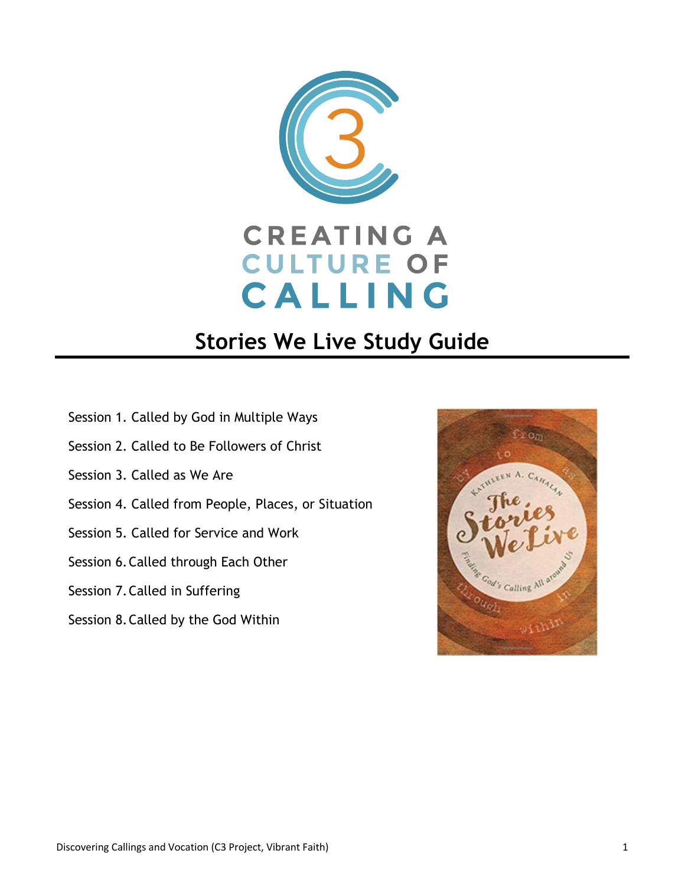CREATING A CULTURE OF CALLING

# Stories We Live Study Guide

- Session 1. Called by God in Multiple Ways
- Session 2. Called to Be Followers of Christ
- Session 3. Called as We Are
- Session 4. Called from People, Places, or Situation
- Session 5. Called for Service and Work
- Session 6. Called through Each Other
- Session 7. Called in Suffering
- Session 8. Called by the God Within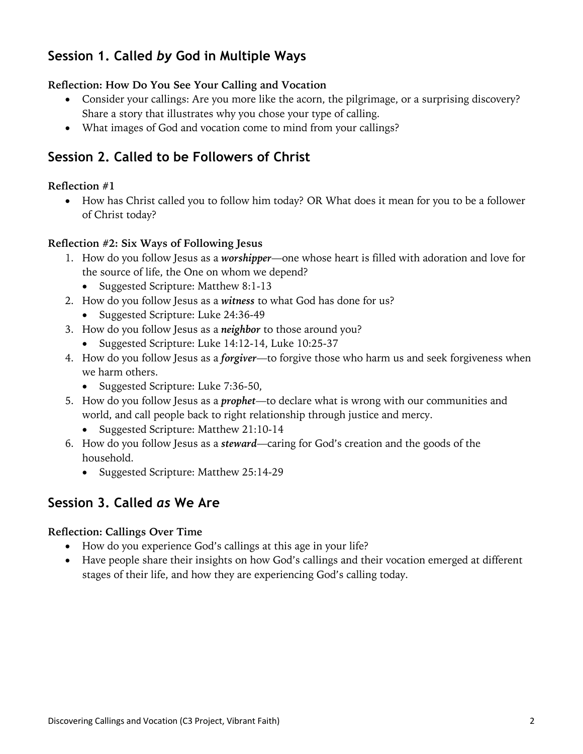## Session 1. Called *by* God in Multiple Ways

**Reflection: How Do You See Your Calling and Vocation**

- Consider your callings: Are you more like the acorn, the pilgrimage, or a surprising discovery? Share a story that illustrates why you chose your type of calling.
- What images of God and vocation come to mind from your callings?

## Session 2. Called to be Followers of Christ

**Reflection #1**

- How has Christ called you to follow him today? OR What does it mean for you to be a follower of Christ today?

**Reflection #2: Six Ways of Following Jesus**

1. How do you follow Jesus as a ***worshipper***—one whose heart is filled with adoration and love for the source of life, the One on whom we depend?
   - Suggested Scripture: Matthew 8:1-13
2. How do you follow Jesus as a ***witness*** to what God has done for us?
   - Suggested Scripture: Luke 24:36-49
3. How do you follow Jesus as a ***neighbor*** to those around you?
   - Suggested Scripture: Luke 14:12-14, Luke 10:25-37
4. How do you follow Jesus as a ***forgiver***—to forgive those who harm us and seek forgiveness when we harm others.
   - Suggested Scripture: Luke 7:36-50,
5. How do you follow Jesus as a ***prophet***—to declare what is wrong with our communities and world, and call people back to right relationship through justice and mercy.
   - Suggested Scripture: Matthew 21:10-14
6. How do you follow Jesus as a ***steward***—caring for God's creation and the goods of the household.
   - Suggested Scripture: Matthew 25:14-29

## Session 3. Called *as* We Are

**Reflection: Callings Over Time**

- How do you experience God's callings at this age in your life?
- Have people share their insights on how God's callings and their vocation emerged at different stages of their life, and how they are experiencing God's calling today.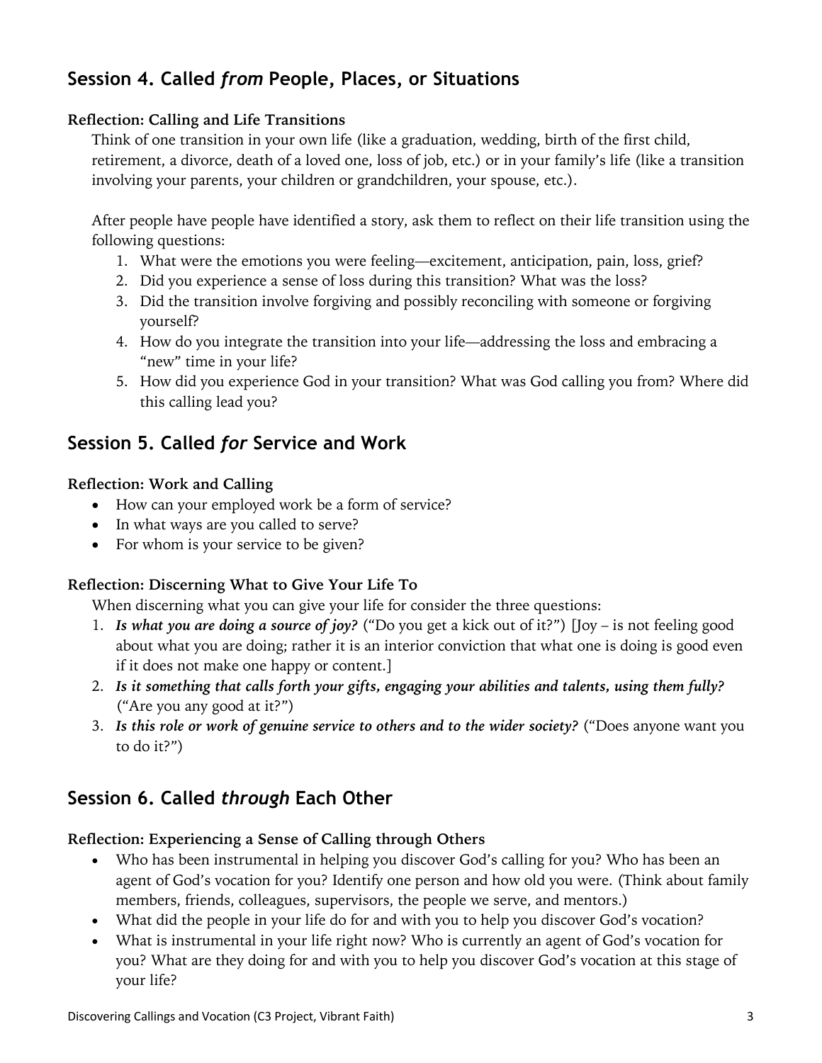## Session 4. Called *from* People, Places, or Situations

**Reflection: Calling and Life Transitions**

Think of one transition in your own life (like a graduation, wedding, birth of the first child, retirement, a divorce, death of a loved one, loss of job, etc.) or in your family's life (like a transition involving your parents, your children or grandchildren, your spouse, etc.).

After people have people have identified a story, ask them to reflect on their life transition using the following questions:

1. What were the emotions you were feeling—excitement, anticipation, pain, loss, grief?
2. Did you experience a sense of loss during this transition? What was the loss?
3. Did the transition involve forgiving and possibly reconciling with someone or forgiving yourself?
4. How do you integrate the transition into your life—addressing the loss and embracing a "new" time in your life?
5. How did you experience God in your transition? What was God calling you from? Where did this calling lead you?

## Session 5. Called *for* Service and Work

**Reflection: Work and Calling**

- How can your employed work be a form of service?
- In what ways are you called to serve?
- For whom is your service to be given?

**Reflection: Discerning What to Give Your Life To**

When discerning what you can give your life for consider the three questions:

1. ***Is what you are doing a source of joy?*** ("Do you get a kick out of it?") [Joy – is not feeling good about what you are doing; rather it is an interior conviction that what one is doing is good even if it does not make one happy or content.]
2. ***Is it something that calls forth your gifts, engaging your abilities and talents, using them fully?*** ("Are you any good at it?")
3. ***Is this role or work of genuine service to others and to the wider society?*** ("Does anyone want you to do it?")

## Session 6. Called *through* Each Other

**Reflection: Experiencing a Sense of Calling through Others**

- Who has been instrumental in helping you discover God's calling for you? Who has been an agent of God's vocation for you? Identify one person and how old you were. (Think about family members, friends, colleagues, supervisors, the people we serve, and mentors.)
- What did the people in your life do for and with you to help you discover God's vocation?
- What is instrumental in your life right now? Who is currently an agent of God's vocation for you? What are they doing for and with you to help you discover God's vocation at this stage of your life?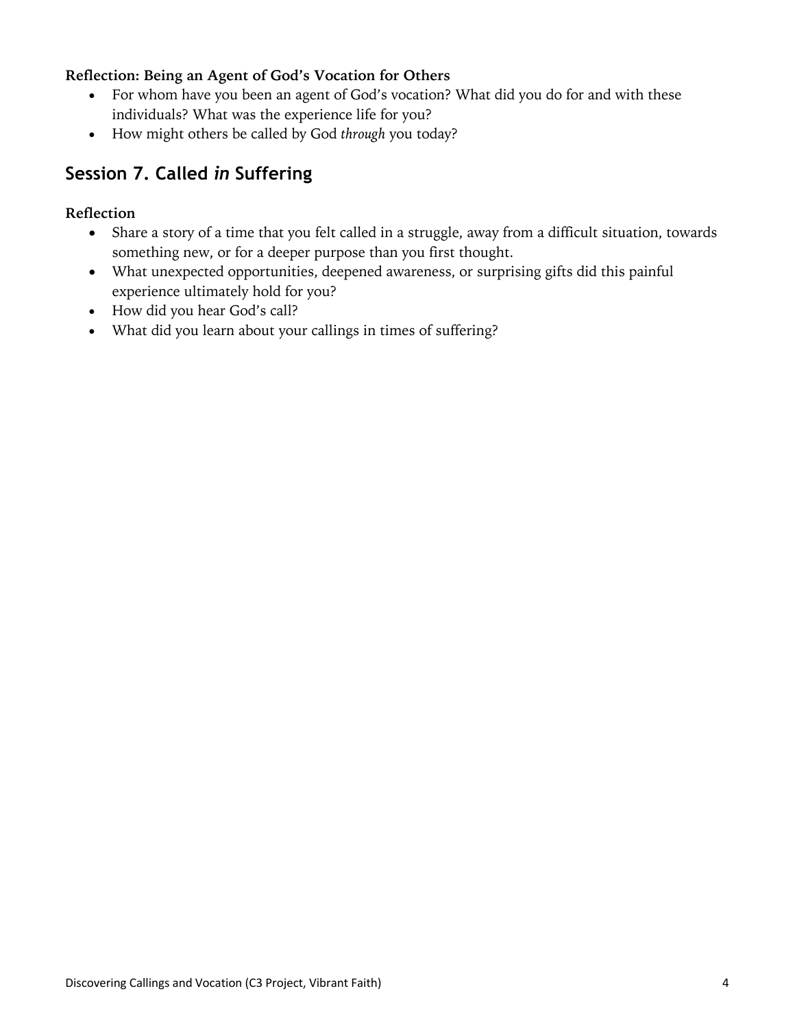**Reflection: Being an Agent of God's Vocation for Others**

- For whom have you been an agent of God's vocation? What did you do for and with these individuals? What was the experience life for you?
- How might others be called by God *through* you today?

## Session 7. Called *in* Suffering

**Reflection**

- Share a story of a time that you felt called in a struggle, away from a difficult situation, towards something new, or for a deeper purpose than you first thought.
- What unexpected opportunities, deepened awareness, or surprising gifts did this painful experience ultimately hold for you?
- How did you hear God's call?
- What did you learn about your callings in times of suffering?